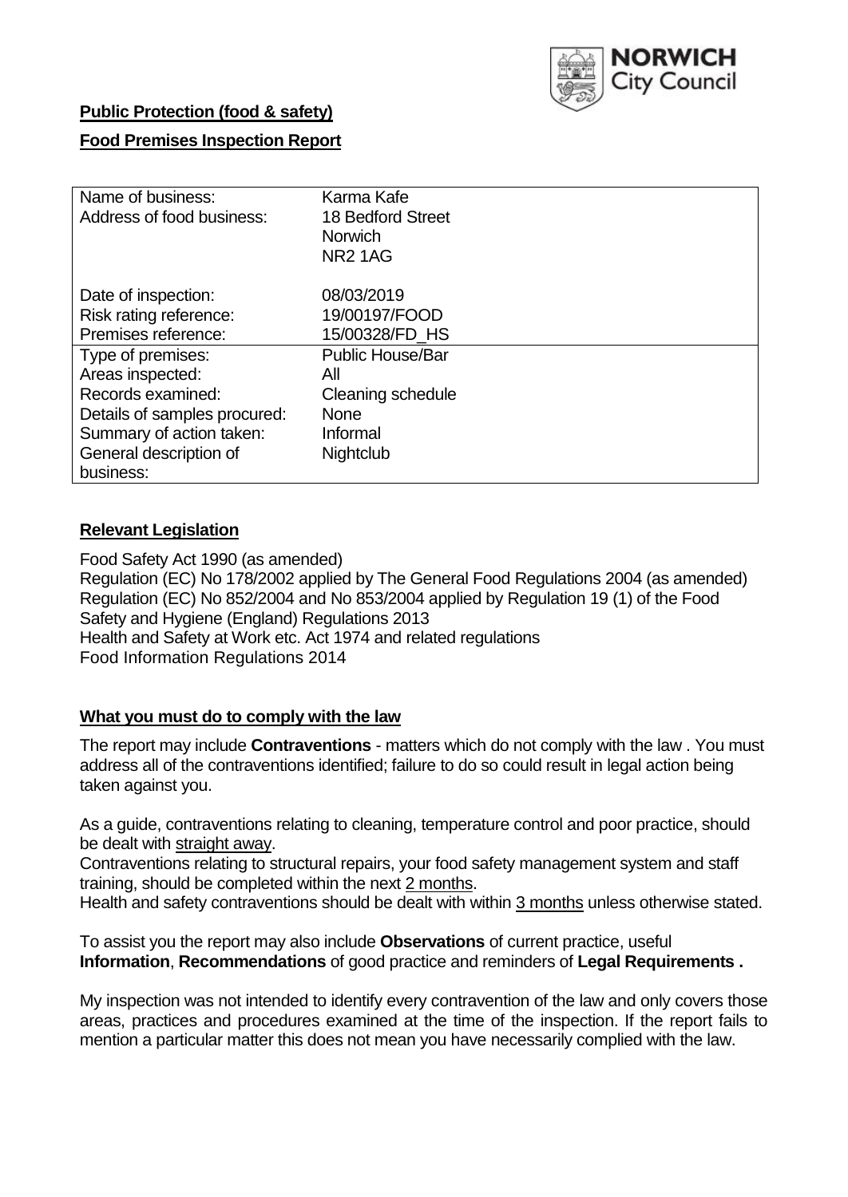NORWICH City Council

**Public Protection (food & safety)**

**Food Premises Inspection Report**

| | |
|---|---|
| Name of business: | Karma Kafe |
| Address of food business: | 18 Bedford Street<br>Norwich<br>NR2 1AG |
| Date of inspection: | 08/03/2019 |
| Risk rating reference: | 19/00197/FOOD |
| Premises reference: | 15/00328/FD_HS |
| Type of premises: | Public House/Bar |
| Areas inspected: | All |
| Records examined: | Cleaning schedule |
| Details of samples procured: | None |
| Summary of action taken: | Informal |
| General description of business: | Nightclub |

## Relevant Legislation

Food Safety Act 1990 (as amended)
Regulation (EC) No 178/2002 applied by The General Food Regulations 2004 (as amended)
Regulation (EC) No 852/2004 and No 853/2004 applied by Regulation 19 (1) of the Food Safety and Hygiene (England) Regulations 2013
Health and Safety at Work etc. Act 1974 and related regulations
Food Information Regulations 2014

## What you must do to comply with the law

The report may include **Contraventions** - matters which do not comply with the law . You must address all of the contraventions identified; failure to do so could result in legal action being taken against you.

As a guide, contraventions relating to cleaning, temperature control and poor practice, should be dealt with straight away.

Contraventions relating to structural repairs, your food safety management system and staff training, should be completed within the next 2 months.

Health and safety contraventions should be dealt with within 3 months unless otherwise stated.

To assist you the report may also include **Observations** of current practice, useful **Information**, **Recommendations** of good practice and reminders of **Legal Requirements .**

My inspection was not intended to identify every contravention of the law and only covers those areas, practices and procedures examined at the time of the inspection. If the report fails to mention a particular matter this does not mean you have necessarily complied with the law.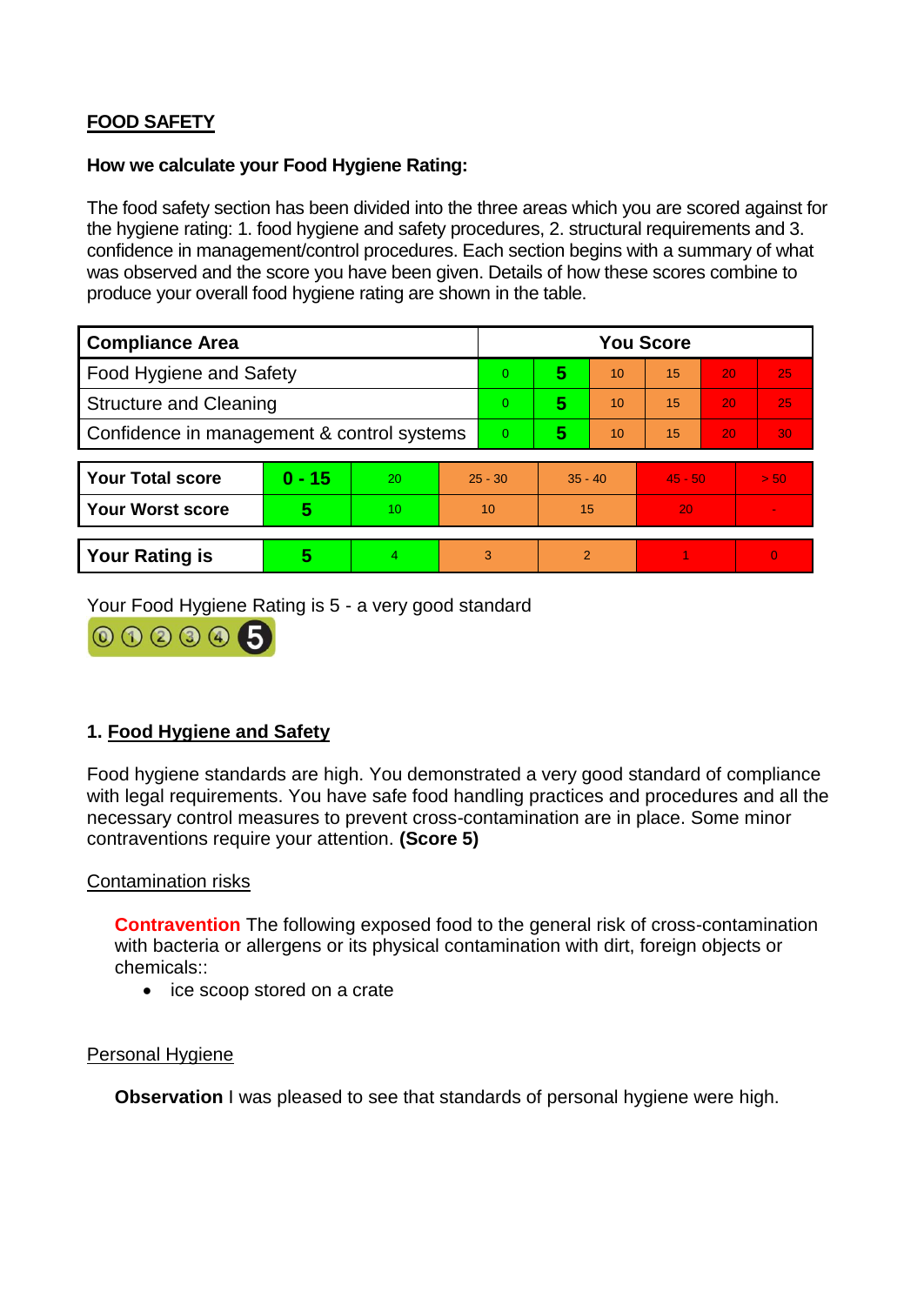## FOOD SAFETY

**How we calculate your Food Hygiene Rating:**

The food safety section has been divided into the three areas which you are scored against for the hygiene rating: 1. food hygiene and safety procedures, 2. structural requirements and 3. confidence in management/control procedures. Each section begins with a summary of what was observed and the score you have been given. Details of how these scores combine to produce your overall food hygiene rating are shown in the table.

| Compliance Area | You Score | | | | | |
|---|---|---|---|---|---|---|
| Food Hygiene and Safety | 0 | **5** | 10 | 15 | 20 | 25 |
| Structure and Cleaning | 0 | **5** | 10 | 15 | 20 | 25 |
| Confidence in management & control systems | 0 | **5** | 10 | 15 | 20 | 30 |

| | | | | | | |
|---|---|---|---|---|---|---|
| **Your Total score** | **0 - 15** | 20 | 25 - 30 | 35 - 40 | 45 - 50 | > 50 |
| **Your Worst score** | **5** | 10 | 10 | 15 | 20 | - |
| **Your Rating is** | **5** | 4 | 3 | 2 | 1 | 0 |

Your Food Hygiene Rating is 5 - a very good standard

### 1. Food Hygiene and Safety

Food hygiene standards are high. You demonstrated a very good standard of compliance with legal requirements. You have safe food handling practices and procedures and all the necessary control measures to prevent cross-contamination are in place. Some minor contraventions require your attention. **(Score 5)**

Contamination risks

**Contravention** The following exposed food to the general risk of cross-contamination with bacteria or allergens or its physical contamination with dirt, foreign objects or chemicals::

- ice scoop stored on a crate

Personal Hygiene

**Observation** I was pleased to see that standards of personal hygiene were high.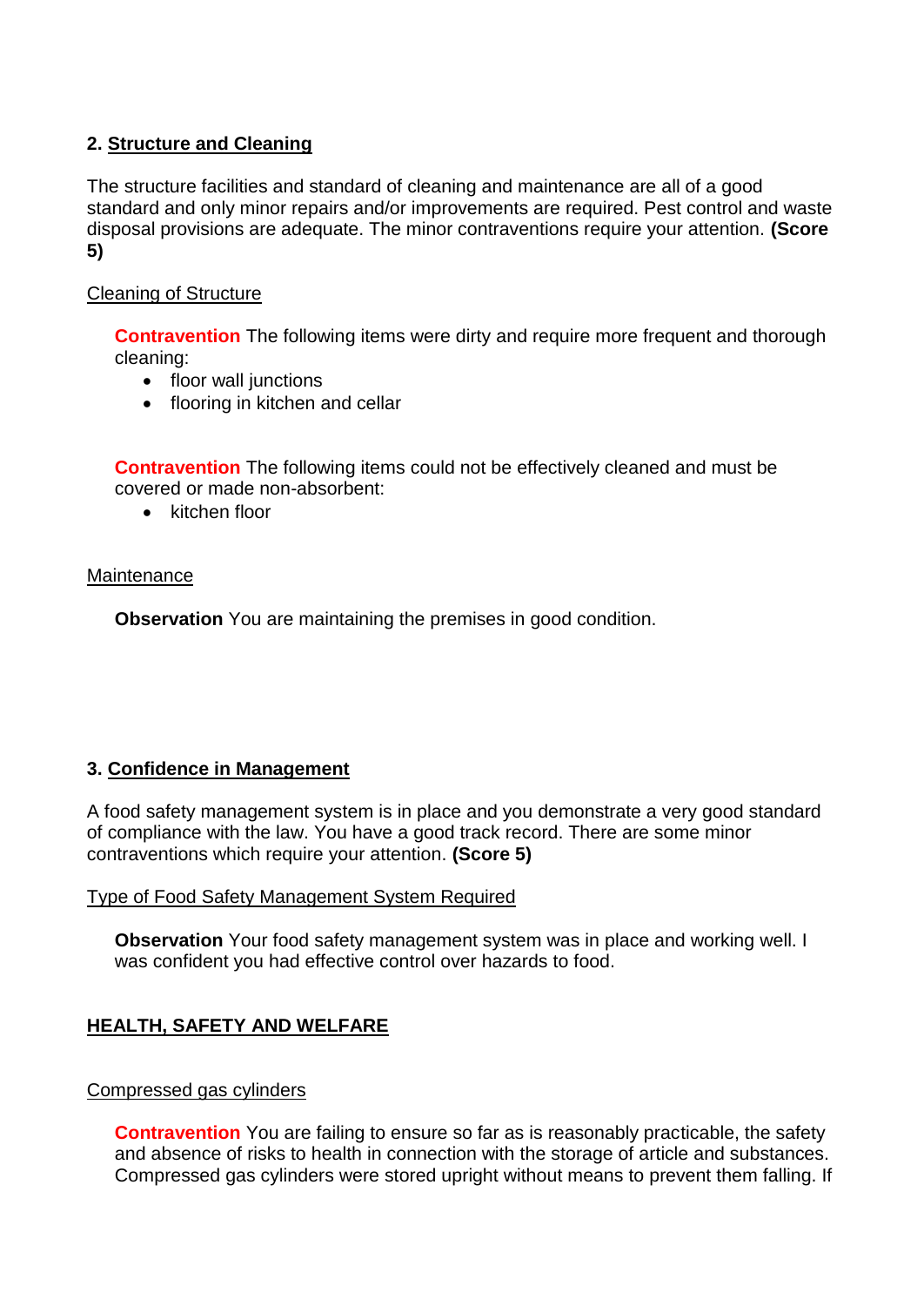## 2. Structure and Cleaning

The structure facilities and standard of cleaning and maintenance are all of a good standard and only minor repairs and/or improvements are required. Pest control and waste disposal provisions are adequate. The minor contraventions require your attention. **(Score 5)**

Cleaning of Structure

**Contravention** The following items were dirty and require more frequent and thorough cleaning:

- floor wall junctions
- flooring in kitchen and cellar

**Contravention** The following items could not be effectively cleaned and must be covered or made non-absorbent:

- kitchen floor

Maintenance

**Observation** You are maintaining the premises in good condition.

## 3. Confidence in Management

A food safety management system is in place and you demonstrate a very good standard of compliance with the law. You have a good track record. There are some minor contraventions which require your attention. **(Score 5)**

Type of Food Safety Management System Required

**Observation** Your food safety management system was in place and working well. I was confident you had effective control over hazards to food.

## HEALTH, SAFETY AND WELFARE

Compressed gas cylinders

**Contravention** You are failing to ensure so far as is reasonably practicable, the safety and absence of risks to health in connection with the storage of article and substances. Compressed gas cylinders were stored upright without means to prevent them falling. If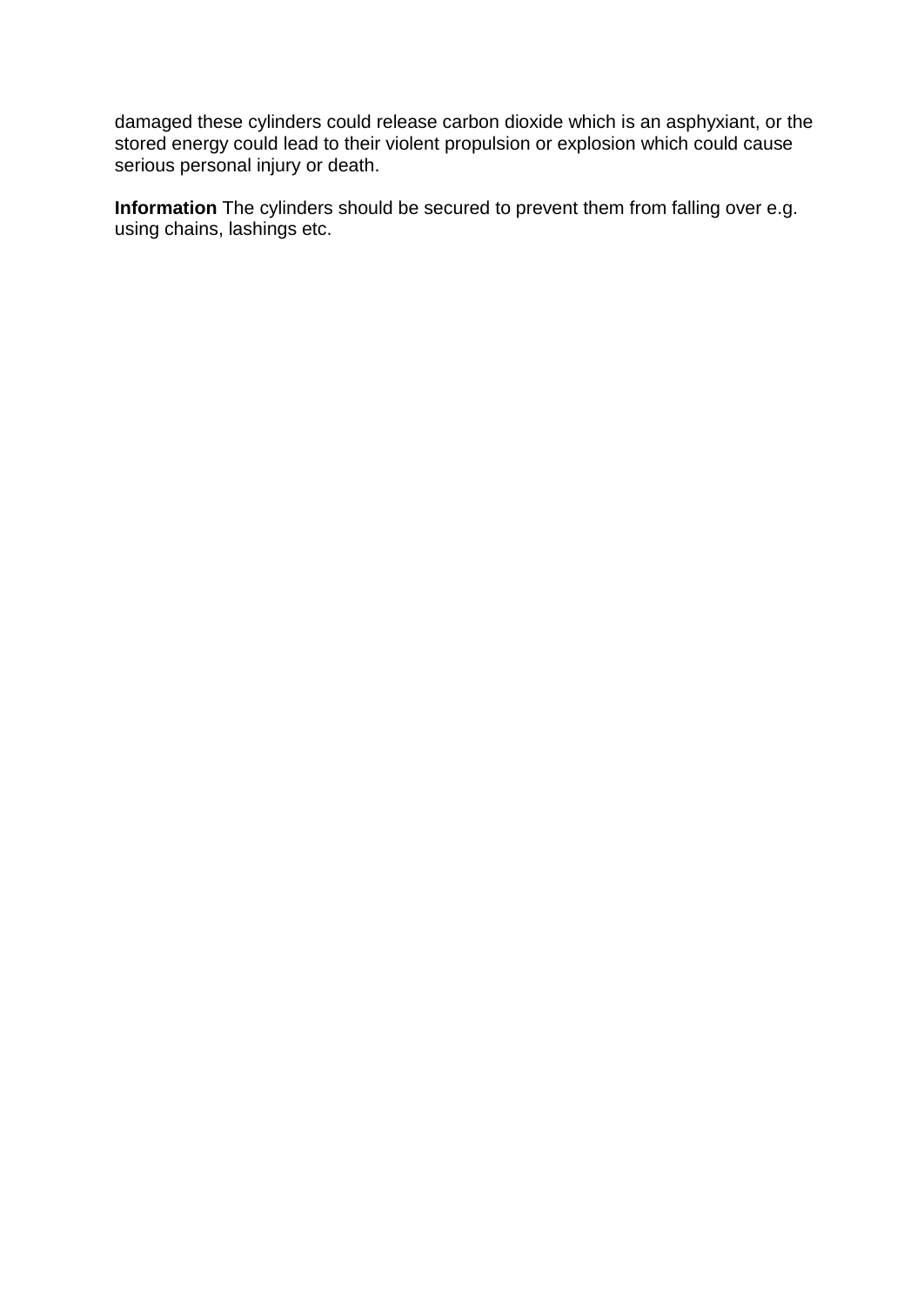damaged these cylinders could release carbon dioxide which is an asphyxiant, or the stored energy could lead to their violent propulsion or explosion which could cause serious personal injury or death.

**Information** The cylinders should be secured to prevent them from falling over e.g. using chains, lashings etc.